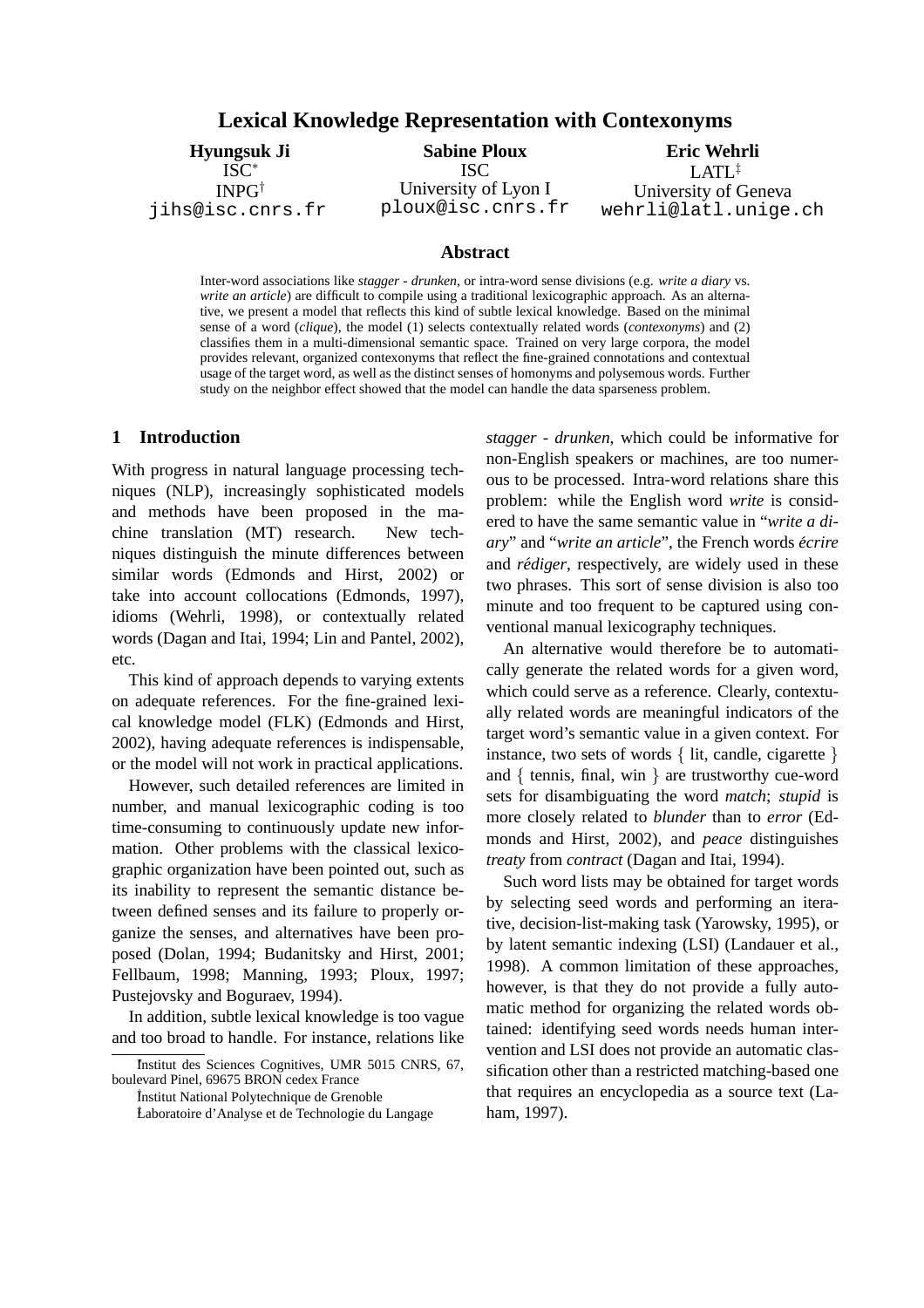# Lexical Knowledge Representation with Contexonyms

**Hyungsuk Ji**
ISC[*]
INPG[†]
jihs@isc.cnrs.fr

**Sabine Ploux**
ISC
University of Lyon I
ploux@isc.cnrs.fr

**Eric Wehrli**
LATL[‡]
University of Geneva
wehrli@latl.unige.ch

## Abstract

Inter-word associations like *stagger - drunken*, or intra-word sense divisions (e.g. *write a diary* vs. *write an article*) are difficult to compile using a traditional lexicographic approach. As an alternative, we present a model that reflects this kind of subtle lexical knowledge. Based on the minimal sense of a word (*clique*), the model (1) selects contextually related words (*contexonyms*) and (2) classifies them in a multi-dimensional semantic space. Trained on very large corpora, the model provides relevant, organized contexonyms that reflect the fine-grained connotations and contextual usage of the target word, as well as the distinct senses of homonyms and polysemous words. Further study on the neighbor effect showed that the model can handle the data sparseness problem.

## 1 Introduction

With progress in natural language processing techniques (NLP), increasingly sophisticated models and methods have been proposed in the machine translation (MT) research. New techniques distinguish the minute differences between similar words (Edmonds and Hirst, 2002) or take into account collocations (Edmonds, 1997), idioms (Wehrli, 1998), or contextually related words (Dagan and Itai, 1994; Lin and Pantel, 2002), etc.

This kind of approach depends to varying extents on adequate references. For the fine-grained lexical knowledge model (FLK) (Edmonds and Hirst, 2002), having adequate references is indispensable, or the model will not work in practical applications.

However, such detailed references are limited in number, and manual lexicographic coding is too time-consuming to continuously update new information. Other problems with the classical lexicographic organization have been pointed out, such as its inability to represent the semantic distance between defined senses and its failure to properly organize the senses, and alternatives have been proposed (Dolan, 1994; Budanitsky and Hirst, 2001; Fellbaum, 1998; Manning, 1993; Ploux, 1997; Pustejovsky and Boguraev, 1994).

In addition, subtle lexical knowledge is too vague and too broad to handle. For instance, relations like *stagger - drunken*, which could be informative for non-English speakers or machines, are too numerous to be processed. Intra-word relations share this problem: while the English word *write* is considered to have the same semantic value in "*write a diary*" and "*write an article*", the French words *écrire* and *rédiger*, respectively, are widely used in these two phrases. This sort of sense division is also too minute and too frequent to be captured using conventional manual lexicography techniques.

An alternative would therefore be to automatically generate the related words for a given word, which could serve as a reference. Clearly, contextually related words are meaningful indicators of the target word's semantic value in a given context. For instance, two sets of words { lit, candle, cigarette } and { tennis, final, win } are trustworthy cue-word sets for disambiguating the word *match*; *stupid* is more closely related to *blunder* than to *error* (Edmonds and Hirst, 2002), and *peace* distinguishes *treaty* from *contract* (Dagan and Itai, 1994).

Such word lists may be obtained for target words by selecting seed words and performing an iterative, decision-list-making task (Yarowsky, 1995), or by latent semantic indexing (LSI) (Landauer et al., 1998). A common limitation of these approaches, however, is that they do not provide a fully automatic method for organizing the related words obtained: identifying seed words needs human intervention and LSI does not provide an automatic classification other than a restricted matching-based one that requires an encyclopedia as a source text (Laham, 1997).

[*] Institut des Sciences Cognitives, UMR 5015 CNRS, 67, boulevard Pinel, 69675 BRON cedex France

[†] Institut National Polytechnique de Grenoble

[‡] Laboratoire d'Analyse et de Technologie du Langage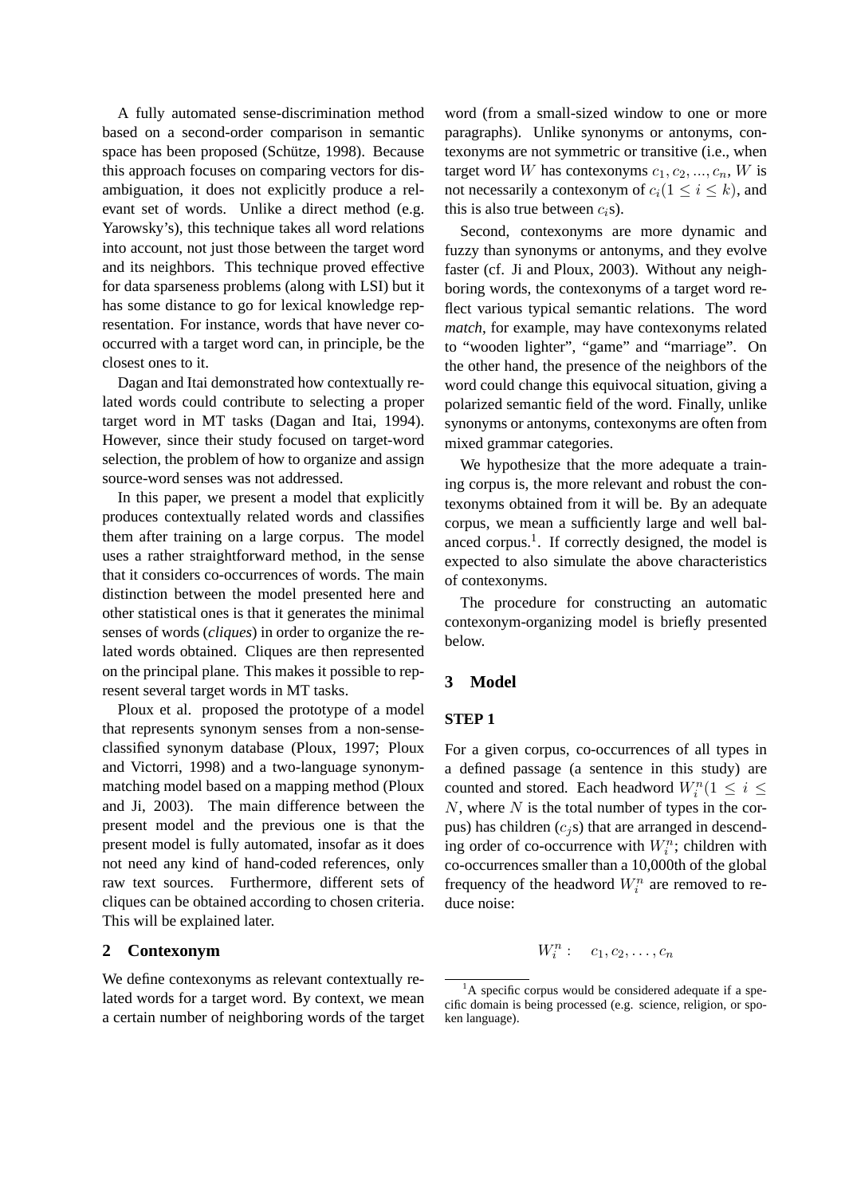A fully automated sense-discrimination method based on a second-order comparison in semantic space has been proposed (Schütze, 1998). Because this approach focuses on comparing vectors for disambiguation, it does not explicitly produce a relevant set of words. Unlike a direct method (e.g. Yarowsky's), this technique takes all word relations into account, not just those between the target word and its neighbors. This technique proved effective for data sparseness problems (along with LSI) but it has some distance to go for lexical knowledge representation. For instance, words that have never co-occurred with a target word can, in principle, be the closest ones to it.

Dagan and Itai demonstrated how contextually related words could contribute to selecting a proper target word in MT tasks (Dagan and Itai, 1994). However, since their study focused on target-word selection, the problem of how to organize and assign source-word senses was not addressed.

In this paper, we present a model that explicitly produces contextually related words and classifies them after training on a large corpus. The model uses a rather straightforward method, in the sense that it considers co-occurrences of words. The main distinction between the model presented here and other statistical ones is that it generates the minimal senses of words (*cliques*) in order to organize the related words obtained. Cliques are then represented on the principal plane. This makes it possible to represent several target words in MT tasks.

Ploux et al. proposed the prototype of a model that represents synonym senses from a non-sense-classified synonym database (Ploux, 1997; Ploux and Victorri, 1998) and a two-language synonym-matching model based on a mapping method (Ploux and Ji, 2003). The main difference between the present model and the previous one is that the present model is fully automated, insofar as it does not need any kind of hand-coded references, only raw text sources. Furthermore, different sets of cliques can be obtained according to chosen criteria. This will be explained later.

## 2 Contexonym

We define contexonyms as relevant contextually related words for a target word. By context, we mean a certain number of neighboring words of the target word (from a small-sized window to one or more paragraphs). Unlike synonyms or antonyms, contexonyms are not symmetric or transitive (i.e., when target word $W$ has contexonyms $c_1, c_2, ..., c_n$, $W$ is not necessarily a contexonym of $c_i (1 \leq i \leq k)$, and this is also true between $c_i$s).

Second, contexonyms are more dynamic and fuzzy than synonyms or antonyms, and they evolve faster (cf. Ji and Ploux, 2003). Without any neighboring words, the contexonyms of a target word reflect various typical semantic relations. The word *match*, for example, may have contexonyms related to "wooden lighter", "game" and "marriage". On the other hand, the presence of the neighbors of the word could change this equivocal situation, giving a polarized semantic field of the word. Finally, unlike synonyms or antonyms, contexonyms are often from mixed grammar categories.

We hypothesize that the more adequate a training corpus is, the more relevant and robust the contexonyms obtained from it will be. By an adequate corpus, we mean a sufficiently large and well balanced corpus.[1]. If correctly designed, the model is expected to also simulate the above characteristics of contexonyms.

The procedure for constructing an automatic contexonym-organizing model is briefly presented below.

## 3 Model

### STEP 1

For a given corpus, co-occurrences of all types in a defined passage (a sentence in this study) are counted and stored. Each headword $W_i^n (1 \leq i \leq N$, where $N$ is the total number of types in the corpus) has children ($c_j$s) that are arranged in descending order of co-occurrence with $W_i^n$; children with co-occurrences smaller than a 10,000th of the global frequency of the headword $W_i^n$ are removed to reduce noise:

$$W_i^n : \quad c_1, c_2, \ldots, c_n$$

[1] A specific corpus would be considered adequate if a specific domain is being processed (e.g. science, religion, or spoken language).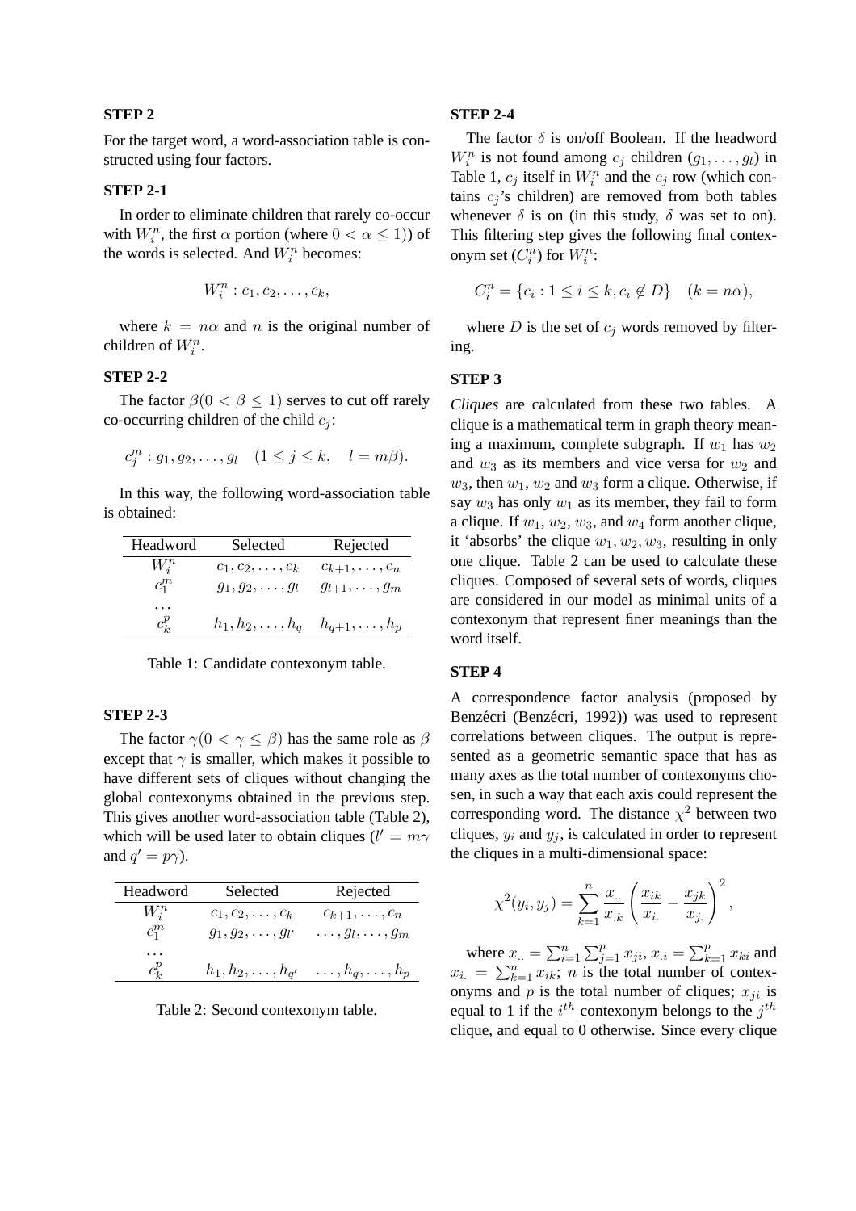**STEP 2**

For the target word, a word-association table is constructed using four factors.

**STEP 2-1**

In order to eliminate children that rarely co-occur with $W_i^n$, the first $\alpha$ portion (where $0 < \alpha \leq 1$)) of the words is selected. And $W_i^n$ becomes:

$$W_i^n : c_1, c_2, \ldots, c_k,$$

where $k = n\alpha$ and $n$ is the original number of children of $W_i^n$.

**STEP 2-2**

The factor $\beta (0 < \beta \leq 1)$ serves to cut off rarely co-occurring children of the child $c_j$:

$$c_j^m : g_1, g_2, \ldots, g_l \quad (1 \leq j \leq k, \quad l = m\beta).$$

In this way, the following word-association table is obtained:

| Headword | Selected | Rejected |
|---|---|---|
| $W_i^n$ | $c_1, c_2, \ldots, c_k$ | $c_{k+1}, \ldots, c_n$ |
| $c_1^m$ | $g_1, g_2, \ldots, g_l$ | $g_{l+1}, \ldots, g_m$ |
| $\ldots$ | | |
| $c_k^p$ | $h_1, h_2, \ldots, h_q$ | $h_{q+1}, \ldots, h_p$ |

Table 1: Candidate contexonym table.

**STEP 2-3**

The factor $\gamma (0 < \gamma \leq \beta)$ has the same role as $\beta$ except that $\gamma$ is smaller, which makes it possible to have different sets of cliques without changing the global contexonyms obtained in the previous step. This gives another word-association table (Table 2), which will be used later to obtain cliques ($l' = m\gamma$ and $q' = p\gamma$).

| Headword | Selected | Rejected |
|---|---|---|
| $W_i^n$ | $c_1, c_2, \ldots, c_k$ | $c_{k+1}, \ldots, c_n$ |
| $c_1^m$ | $g_1, g_2, \ldots, g_{l'}$ | $\ldots, g_l, \ldots, g_m$ |
| $\ldots$ | | |
| $c_k^p$ | $h_1, h_2, \ldots, h_{q'}$ | $\ldots, h_q, \ldots, h_p$ |

Table 2: Second contexonym table.

**STEP 2-4**

The factor $\delta$ is on/off Boolean. If the headword $W_i^n$ is not found among $c_j$ children $(g_1, \ldots, g_l)$ in Table 1, $c_j$ itself in $W_i^n$ and the $c_j$ row (which contains $c_j$'s children) are removed from both tables whenever $\delta$ is on (in this study, $\delta$ was set to on). This filtering step gives the following final contexonym set ($C_i^n$) for $W_i^n$:

$$C_i^n = \{c_i : 1 \leq i \leq k, c_i \notin D\} \quad (k = n\alpha),$$

where $D$ is the set of $c_j$ words removed by filtering.

**STEP 3**

*Cliques* are calculated from these two tables. A clique is a mathematical term in graph theory meaning a maximum, complete subgraph. If $w_1$ has $w_2$ and $w_3$ as its members and vice versa for $w_2$ and $w_3$, then $w_1$, $w_2$ and $w_3$ form a clique. Otherwise, if say $w_3$ has only $w_1$ as its member, they fail to form a clique. If $w_1$, $w_2$, $w_3$, and $w_4$ form another clique, it 'absorbs' the clique $w_1, w_2, w_3$, resulting in only one clique. Table 2 can be used to calculate these cliques. Composed of several sets of words, cliques are considered in our model as minimal units of a contexonym that represent finer meanings than the word itself.

**STEP 4**

A correspondence factor analysis (proposed by Benzécri (Benzécri, 1992)) was used to represent correlations between cliques. The output is represented as a geometric semantic space that has as many axes as the total number of contexonyms chosen, in such a way that each axis could represent the corresponding word. The distance $\chi^2$ between two cliques, $y_i$ and $y_j$, is calculated in order to represent the cliques in a multi-dimensional space:

$$\chi^2(y_i, y_j) = \sum_{k=1}^{n} \frac{x_{..}}{x_{.k}} \left( \frac{x_{ik}}{x_{i.}} - \frac{x_{jk}}{x_{j.}} \right)^2,$$

where $x_{..} = \sum_{i=1}^{n} \sum_{j=1}^{p} x_{ji}$, $x_{.i} = \sum_{k=1}^{p} x_{ki}$ and $x_{i.} = \sum_{k=1}^{n} x_{ik}$; $n$ is the total number of contexonyms and $p$ is the total number of cliques; $x_{ji}$ is equal to 1 if the $i^{th}$ contexonym belongs to the $j^{th}$ clique, and equal to 0 otherwise. Since every clique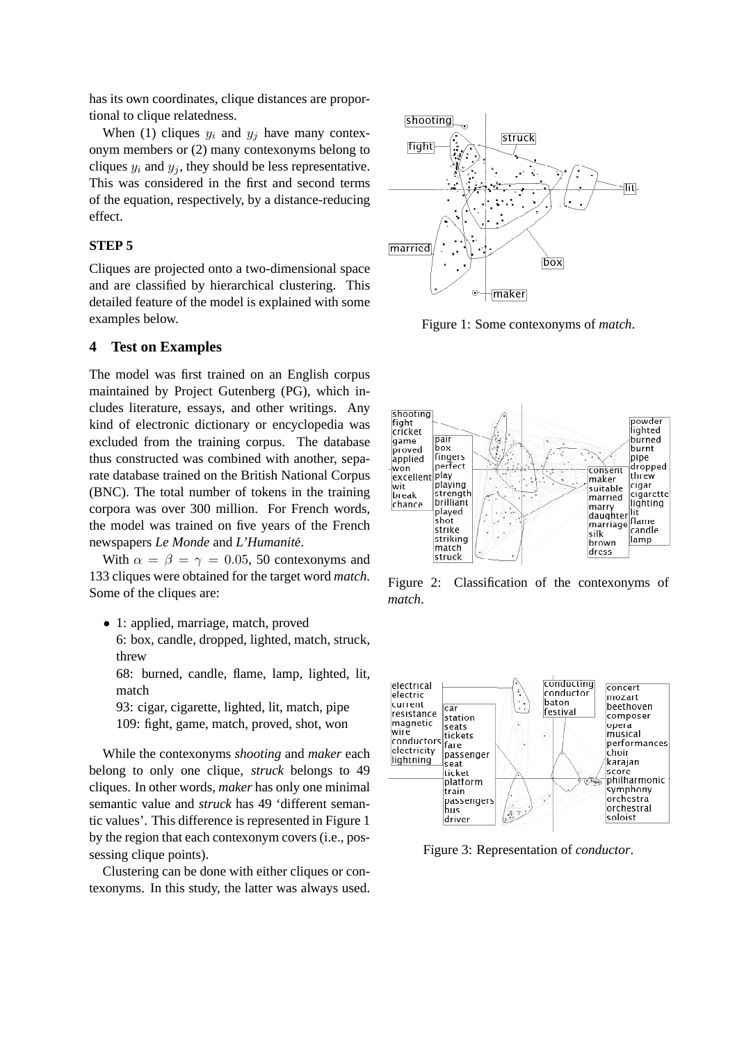has its own coordinates, clique distances are proportional to clique relatedness.

When (1) cliques $y_i$ and $y_j$ have many contexonym members or (2) many contexonyms belong to cliques $y_i$ and $y_j$, they should be less representative. This was considered in the first and second terms of the equation, respectively, by a distance-reducing effect.

### STEP 5

Cliques are projected onto a two-dimensional space and are classified by hierarchical clustering. This detailed feature of the model is explained with some examples below.

## 4 Test on Examples

The model was first trained on an English corpus maintained by Project Gutenberg (PG), which includes literature, essays, and other writings. Any kind of electronic dictionary or encyclopedia was excluded from the training corpus. The database thus constructed was combined with another, separate database trained on the British National Corpus (BNC). The total number of tokens in the training corpora was over 300 million. For French words, the model was trained on five years of the French newspapers *Le Monde* and *L'Humanité*.

With $\alpha = \beta = \gamma = 0.05$, 50 contexonyms and 133 cliques were obtained for the target word *match*. Some of the cliques are:

- 1: applied, marriage, match, proved
  6: box, candle, dropped, lighted, match, struck, threw
  68: burned, candle, flame, lamp, lighted, lit, match
  93: cigar, cigarette, lighted, lit, match, pipe
  109: fight, game, match, proved, shot, won

While the contexonyms *shooting* and *maker* each belong to only one clique, *struck* belongs to 49 cliques. In other words, *maker* has only one minimal semantic value and *struck* has 49 'different semantic values'. This difference is represented in Figure 1 by the region that each contexonym covers (i.e., possessing clique points).

Clustering can be done with either cliques or contexonyms. In this study, the latter was always used.

Figure 1: Some contexonyms of *match*.

Figure 2: Classification of the contexonyms of *match*.

Figure 3: Representation of *conductor*.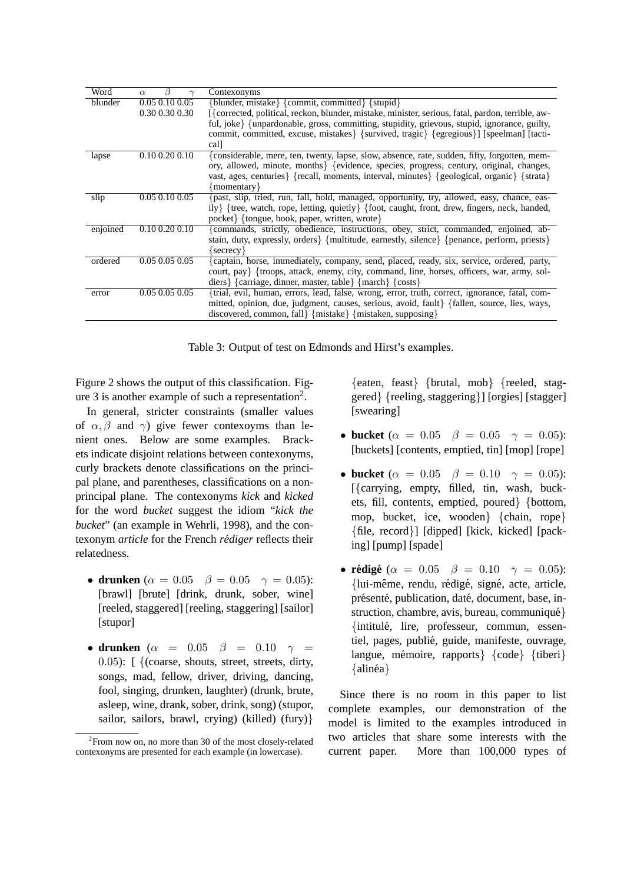| Word | $\alpha$ | $\beta$ | $\gamma$ | Contexonyms |
|---|---|---|---|---|
| blunder | 0.05 | 0.10 | 0.05 | {blunder, mistake} {commit, committed} {stupid} |
| | 0.30 | 0.30 | 0.30 | [{corrected, political, reckon, blunder, mistake, minister, serious, fatal, pardon, terrible, awful, joke} {unpardonable, gross, committing, stupidity, grievous, stupid, ignorance, guilty, commit, committed, excuse, mistakes} {survived, tragic} {egregious}] [speelman] [tactical] |
| lapse | 0.10 | 0.20 | 0.10 | {considerable, mere, ten, twenty, lapse, slow, absence, rate, sudden, fifty, forgotten, memory, allowed, minute, months} {evidence, species, progress, century, original, changes, vast, ages, centuries} {recall, moments, interval, minutes} {geological, organic} {strata} {momentary} |
| slip | 0.05 | 0.10 | 0.05 | {past, slip, tried, run, fall, hold, managed, opportunity, try, allowed, easy, chance, easily} {tree, watch, rope, letting, quietly} {foot, caught, front, drew, fingers, neck, handed, pocket} {tongue, book, paper, written, wrote} |
| enjoined | 0.10 | 0.20 | 0.10 | {commands, strictly, obedience, instructions, obey, strict, commanded, enjoined, abstain, duty, expressly, orders} {multitude, earnestly, silence} {penance, perform, priests} {secrecy} |
| ordered | 0.05 | 0.05 | 0.05 | {captain, horse, immediately, company, send, placed, ready, six, service, ordered, party, court, pay} {troops, attack, enemy, city, command, line, horses, officers, war, army, soldiers} {carriage, dinner, master, table} {march} {costs} |
| error | 0.05 | 0.05 | 0.05 | {trial, evil, human, errors, lead, false, wrong, error, truth, correct, ignorance, fatal, committed, opinion, due, judgment, causes, serious, avoid, fault} {fallen, source, lies, ways, discovered, common, fall} {mistake} {mistaken, supposing} |

Table 3: Output of test on Edmonds and Hirst's examples.

Figure 2 shows the output of this classification. Figure 3 is another example of such a representation[2].

In general, stricter constraints (smaller values of $\alpha, \beta$ and $\gamma$) give fewer contexoyms than lenient ones. Below are some examples. Brackets indicate disjoint relations between contexonyms, curly brackets denote classifications on the principal plane, and parentheses, classifications on a non-principal plane. The contexonyms *kick* and *kicked* for the word *bucket* suggest the idiom "*kick the bucket*" (an example in Wehrli, 1998), and the contexonym *article* for the French *rédiger* reflects their relatedness.

- **drunken** ($\alpha = 0.05 \quad \beta = 0.05 \quad \gamma = 0.05$): [brawl] [brute] [drink, drunk, sober, wine] [reeled, staggered] [reeling, staggering] [sailor] [stupor]
- **drunken** ($\alpha = 0.05 \quad \beta = 0.10 \quad \gamma = 0.05$): [ {(coarse, shouts, street, streets, dirty, songs, mad, fellow, driver, driving, dancing, fool, singing, drunken, laughter) (drunk, brute, asleep, wine, drank, sober, drink, song) (stupor, sailor, sailors, brawl, crying) (killed) (fury)} {eaten, feast} {brutal, mob} {reeled, staggered} {reeling, staggering}] [orgies] [stagger] [swearing]
- **bucket** ($\alpha = 0.05 \quad \beta = 0.05 \quad \gamma = 0.05$): [buckets] [contents, emptied, tin] [mop] [rope]
- **bucket** ($\alpha = 0.05 \quad \beta = 0.10 \quad \gamma = 0.05$): [{carrying, empty, filled, tin, wash, buckets, fill, contents, emptied, poured} {bottom, mop, bucket, ice, wooden} {chain, rope} {file, record}] [dipped] [kick, kicked] [packing] [pump] [spade]
- **rédigé** ($\alpha = 0.05 \quad \beta = 0.10 \quad \gamma = 0.05$): {lui-même, rendu, rédigé, signé, acte, article, présenté, publication, daté, document, base, instruction, chambre, avis, bureau, communiqué} {intitulé, lire, professeur, commun, essentiel, pages, publié, guide, manifeste, ouvrage, langue, mémoire, rapports} {code} {tiberi} {alinéa}

Since there is no room in this paper to list complete examples, our demonstration of the model is limited to the examples introduced in two articles that share some interests with the current paper. More than 100,000 types of

[2]From now on, no more than 30 of the most closely-related contexonyms are presented for each example (in lowercase).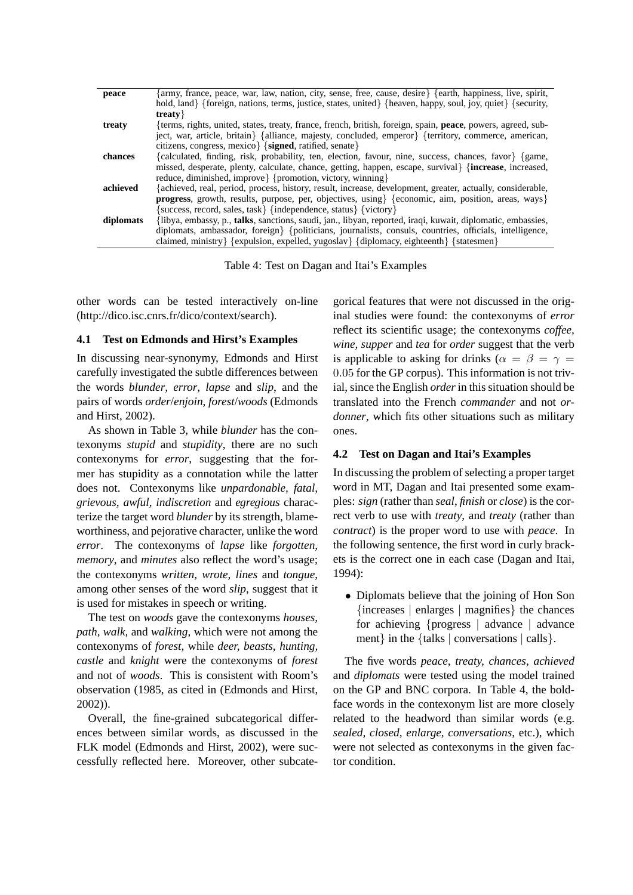| | |
|---|---|
| **peace** | {army, france, peace, war, law, nation, city, sense, free, cause, desire} {earth, happiness, live, spirit, hold, land} {foreign, nations, terms, justice, states, united} {heaven, happy, soul, joy, quiet} {security, **treaty**} |
| **treaty** | {terms, rights, united, states, treaty, france, french, british, foreign, spain, **peace**, powers, agreed, subject, war, article, britain} {alliance, majesty, concluded, emperor} {territory, commerce, american, citizens, congress, mexico} {**signed**, ratified, senate} |
| **chances** | {calculated, finding, risk, probability, ten, election, favour, nine, success, chances, favor} {game, missed, desperate, plenty, calculate, chance, getting, happen, escape, survival} {**increase**, increased, reduce, diminished, improve} {promotion, victory, winning} |
| **achieved** | {achieved, real, period, process, history, result, increase, development, greater, actually, considerable, **progress**, growth, results, purpose, per, objectives, using} {economic, aim, position, areas, ways} {success, record, sales, task} {independence, status} {victory} |
| **diplomats** | {libya, embassy, p., **talks**, sanctions, saudi, jan., libyan, reported, iraqi, kuwait, diplomatic, embassies, diplomats, ambassador, foreign} {politicians, journalists, consuls, countries, officials, intelligence, claimed, ministry} {expulsion, expelled, yugoslav} {diplomacy, eighteenth} {statesmen} |

Table 4: Test on Dagan and Itai's Examples

other words can be tested interactively on-line (http://dico.isc.cnrs.fr/dico/context/search).

### 4.1 Test on Edmonds and Hirst's Examples

In discussing near-synonymy, Edmonds and Hirst carefully investigated the subtle differences between the words *blunder*, *error*, *lapse* and *slip*, and the pairs of words *order*/*enjoin*, *forest*/*woods* (Edmonds and Hirst, 2002).

As shown in Table 3, while *blunder* has the contexonyms *stupid* and *stupidity*, there are no such contexonyms for *error*, suggesting that the former has stupidity as a connotation while the latter does not. Contexonyms like *unpardonable, fatal, grievous, awful, indiscretion* and *egregious* characterize the target word *blunder* by its strength, blameworthiness, and pejorative character, unlike the word *error*. The contexonyms of *lapse* like *forgotten, memory*, and *minutes* also reflect the word's usage; the contexonyms *written, wrote, lines* and *tongue*, among other senses of the word *slip*, suggest that it is used for mistakes in speech or writing.

The test on *woods* gave the contexonyms *houses, path, walk,* and *walking*, which were not among the contexonyms of *forest*, while *deer, beasts, hunting, castle* and *knight* were the contexonyms of *forest* and not of *woods*. This is consistent with Room's observation (1985, as cited in (Edmonds and Hirst, 2002)).

Overall, the fine-grained subcategorical differences between similar words, as discussed in the FLK model (Edmonds and Hirst, 2002), were successfully reflected here. Moreover, other subcategorical features that were not discussed in the original studies were found: the contexonyms of *error* reflect its scientific usage; the contexonyms *coffee, wine, supper* and *tea* for *order* suggest that the verb is applicable to asking for drinks ($\alpha = \beta = \gamma = 0.05$ for the GP corpus). This information is not trivial, since the English *order* in this situation should be translated into the French *commander* and not *ordonner*, which fits other situations such as military ones.

### 4.2 Test on Dagan and Itai's Examples

In discussing the problem of selecting a proper target word in MT, Dagan and Itai presented some examples: *sign* (rather than *seal*, *finish* or *close*) is the correct verb to use with *treaty*, and *treaty* (rather than *contract*) is the proper word to use with *peace*. In the following sentence, the first word in curly brackets is the correct one in each case (Dagan and Itai, 1994):

- Diplomats believe that the joining of Hon Son {increases | enlarges | magnifies} the chances for achieving {progress | advance | advance ment} in the {talks | conversations | calls}.

The five words *peace, treaty, chances, achieved* and *diplomats* were tested using the model trained on the GP and BNC corpora. In Table 4, the boldface words in the contexonym list are more closely related to the headword than similar words (e.g. *sealed, closed, enlarge, conversations*, etc.), which were not selected as contexonyms in the given factor condition.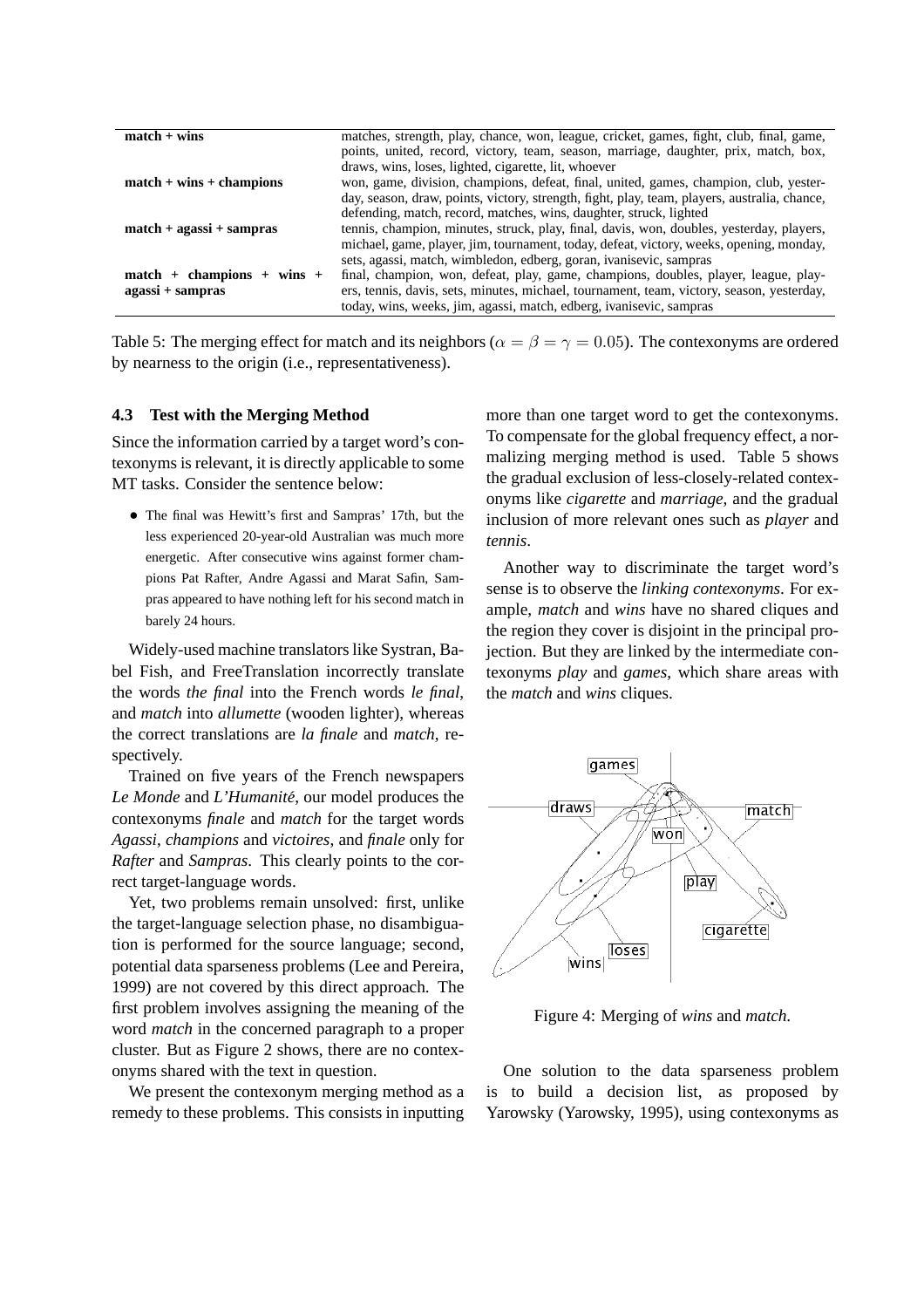| | |
|---|---|
| **match + wins** | matches, strength, play, chance, won, league, cricket, games, fight, club, final, game, points, united, record, victory, team, season, marriage, daughter, prix, match, box, draws, wins, loses, lighted, cigarette, lit, whoever |
| **match + wins + champions** | won, game, division, champions, defeat, final, united, games, champion, club, yesterday, season, draw, points, victory, strength, fight, play, team, players, australia, chance, defending, match, record, matches, wins, daughter, struck, lighted |
| **match + agassi + sampras** | tennis, champion, minutes, struck, play, final, davis, won, doubles, yesterday, players, michael, game, player, jim, tournament, today, defeat, victory, weeks, opening, monday, sets, agassi, match, wimbledon, edberg, goran, ivanisevic, sampras |
| **match + champions + wins + agassi + sampras** | final, champion, won, defeat, play, game, champions, doubles, player, league, players, tennis, davis, sets, minutes, michael, tournament, team, victory, season, yesterday, today, wins, weeks, jim, agassi, match, edberg, ivanisevic, sampras |

Table 5: The merging effect for match and its neighbors ($\alpha = \beta = \gamma = 0.05$). The contexonyms are ordered by nearness to the origin (i.e., representativeness).

### 4.3 Test with the Merging Method

Since the information carried by a target word's contexonyms is relevant, it is directly applicable to some MT tasks. Consider the sentence below:

- The final was Hewitt's first and Sampras' 17th, but the less experienced 20-year-old Australian was much more energetic. After consecutive wins against former champions Pat Rafter, Andre Agassi and Marat Safin, Sampras appeared to have nothing left for his second match in barely 24 hours.

Widely-used machine translators like Systran, Babel Fish, and FreeTranslation incorrectly translate the words *the final* into the French words *le final*, and *match* into *allumette* (wooden lighter), whereas the correct translations are *la finale* and *match*, respectively.

Trained on five years of the French newspapers *Le Monde* and *L'Humanité*, our model produces the contexonyms *finale* and *match* for the target words *Agassi*, *champions* and *victoires*, and *finale* only for *Rafter* and *Sampras*. This clearly points to the correct target-language words.

Yet, two problems remain unsolved: first, unlike the target-language selection phase, no disambiguation is performed for the source language; second, potential data sparseness problems (Lee and Pereira, 1999) are not covered by this direct approach. The first problem involves assigning the meaning of the word *match* in the concerned paragraph to a proper cluster. But as Figure 2 shows, there are no contexonyms shared with the text in question.

We present the contexonym merging method as a remedy to these problems. This consists in inputting more than one target word to get the contexonyms. To compensate for the global frequency effect, a normalizing merging method is used. Table 5 shows the gradual exclusion of less-closely-related contexonyms like *cigarette* and *marriage*, and the gradual inclusion of more relevant ones such as *player* and *tennis*.

Another way to discriminate the target word's sense is to observe the *linking contexonyms*. For example, *match* and *wins* have no shared cliques and the region they cover is disjoint in the principal projection. But they are linked by the intermediate contexonyms *play* and *games*, which share areas with the *match* and *wins* cliques.

Figure 4: Merging of *wins* and *match*.

One solution to the data sparseness problem is to build a decision list, as proposed by Yarowsky (Yarowsky, 1995), using contexonyms as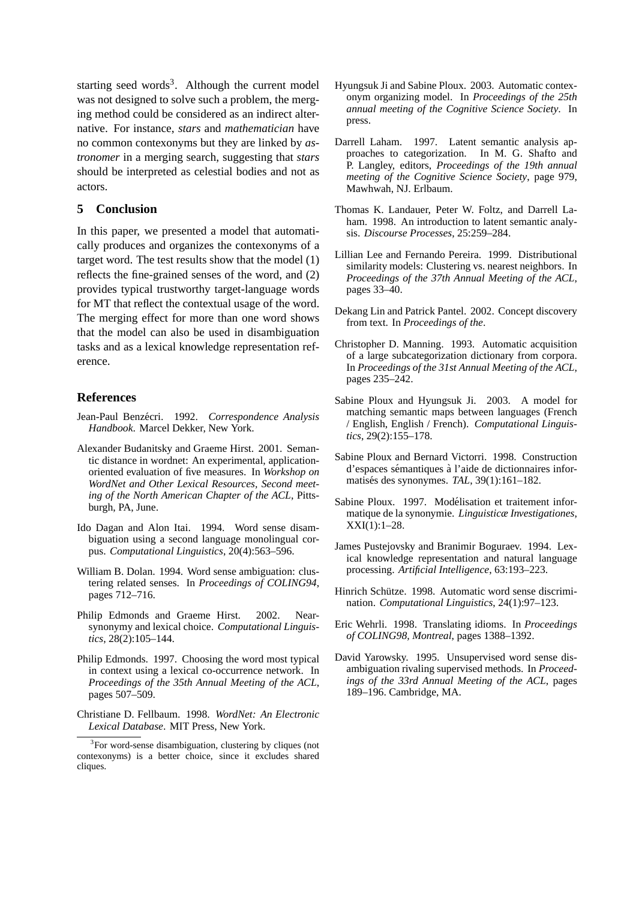starting seed words[3]. Although the current model was not designed to solve such a problem, the merging method could be considered as an indirect alternative. For instance, *stars* and *mathematician* have no common contexonyms but they are linked by *astronomer* in a merging search, suggesting that *stars* should be interpreted as celestial bodies and not as actors.

## 5 Conclusion

In this paper, we presented a model that automatically produces and organizes the contexonyms of a target word. The test results show that the model (1) reflects the fine-grained senses of the word, and (2) provides typical trustworthy target-language words for MT that reflect the contextual usage of the word. The merging effect for more than one word shows that the model can also be used in disambiguation tasks and as a lexical knowledge representation reference.

[3]For word-sense disambiguation, clustering by cliques (not contexonyms) is a better choice, since it excludes shared cliques.

## References

Jean-Paul Benzécri. 1992. *Correspondence Analysis Handbook*. Marcel Dekker, New York.

Alexander Budanitsky and Graeme Hirst. 2001. Semantic distance in wordnet: An experimental, application-oriented evaluation of five measures. In *Workshop on WordNet and Other Lexical Resources, Second meeting of the North American Chapter of the ACL*, Pittsburgh, PA, June.

Ido Dagan and Alon Itai. 1994. Word sense disambiguation using a second language monolingual corpus. *Computational Linguistics*, 20(4):563–596.

William B. Dolan. 1994. Word sense ambiguation: clustering related senses. In *Proceedings of COLING94*, pages 712–716.

Philip Edmonds and Graeme Hirst. 2002. Near-synonymy and lexical choice. *Computational Linguistics*, 28(2):105–144.

Philip Edmonds. 1997. Choosing the word most typical in context using a lexical co-occurrence network. In *Proceedings of the 35th Annual Meeting of the ACL*, pages 507–509.

Christiane D. Fellbaum. 1998. *WordNet: An Electronic Lexical Database*. MIT Press, New York.

Hyungsuk Ji and Sabine Ploux. 2003. Automatic contexonym organizing model. In *Proceedings of the 25th annual meeting of the Cognitive Science Society*. In press.

Darrell Laham. 1997. Latent semantic analysis approaches to categorization. In M. G. Shafto and P. Langley, editors, *Proceedings of the 19th annual meeting of the Cognitive Science Society*, page 979, Mawhwah, NJ. Erlbaum.

Thomas K. Landauer, Peter W. Foltz, and Darrell Laham. 1998. An introduction to latent semantic analysis. *Discourse Processes*, 25:259–284.

Lillian Lee and Fernando Pereira. 1999. Distributional similarity models: Clustering vs. nearest neighbors. In *Proceedings of the 37th Annual Meeting of the ACL*, pages 33–40.

Dekang Lin and Patrick Pantel. 2002. Concept discovery from text. In *Proceedings of the*.

Christopher D. Manning. 1993. Automatic acquisition of a large subcategorization dictionary from corpora. In *Proceedings of the 31st Annual Meeting of the ACL*, pages 235–242.

Sabine Ploux and Hyungsuk Ji. 2003. A model for matching semantic maps between languages (French / English, English / French). *Computational Linguistics*, 29(2):155–178.

Sabine Ploux and Bernard Victorri. 1998. Construction d'espaces sémantiques à l'aide de dictionnaires informatisés des synonymes. *TAL*, 39(1):161–182.

Sabine Ploux. 1997. Modélisation et traitement informatique de la synonymie. *Linguisticæ Investigationes*, XXI(1):1–28.

James Pustejovsky and Branimir Boguraev. 1994. Lexical knowledge representation and natural language processing. *Artificial Intelligence*, 63:193–223.

Hinrich Schütze. 1998. Automatic word sense discrimination. *Computational Linguistics*, 24(1):97–123.

Eric Wehrli. 1998. Translating idioms. In *Proceedings of COLING98, Montreal*, pages 1388–1392.

David Yarowsky. 1995. Unsupervised word sense disambiguation rivaling supervised methods. In *Proceedings of the 33rd Annual Meeting of the ACL*, pages 189–196. Cambridge, MA.